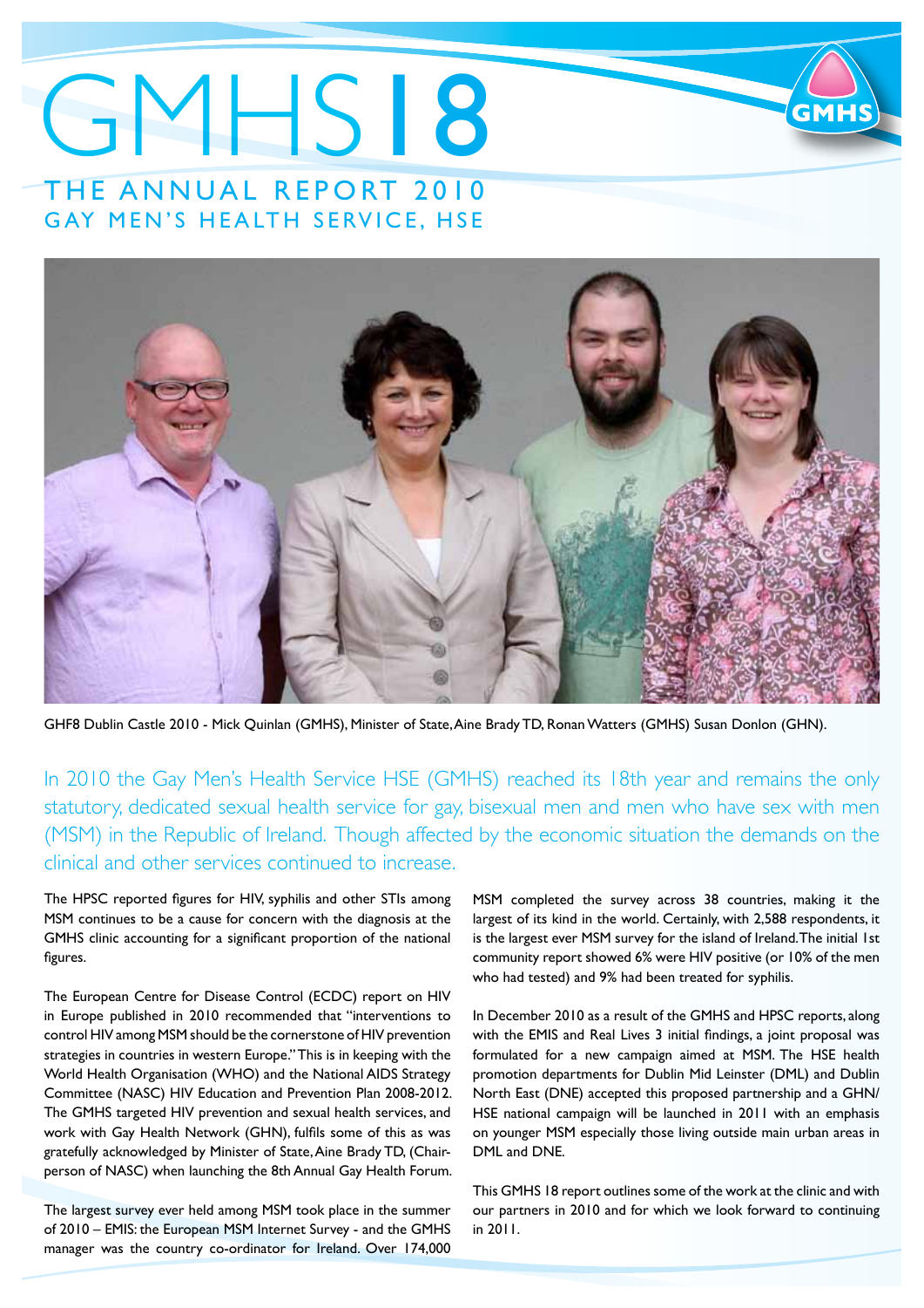# GMHS 18

## THE ANNUAL REPORT 2010
## GAY MEN'S HEALTH SERVICE, HSE

GHF8 Dublin Castle 2010 - Mick Quinlan (GMHS), Minister of State, Aine Brady TD, Ronan Watters (GMHS) Susan Donlon (GHN).

In 2010 the Gay Men's Health Service HSE (GMHS) reached its 18th year and remains the only statutory, dedicated sexual health service for gay, bisexual men and men who have sex with men (MSM) in the Republic of Ireland. Though affected by the economic situation the demands on the clinical and other services continued to increase.

The HPSC reported figures for HIV, syphilis and other STIs among MSM continues to be a cause for concern with the diagnosis at the GMHS clinic accounting for a significant proportion of the national figures.

The European Centre for Disease Control (ECDC) report on HIV in Europe published in 2010 recommended that "interventions to control HIV among MSM should be the cornerstone of HIV prevention strategies in countries in western Europe." This is in keeping with the World Health Organisation (WHO) and the National AIDS Strategy Committee (NASC) HIV Education and Prevention Plan 2008-2012. The GMHS targeted HIV prevention and sexual health services, and work with Gay Health Network (GHN), fulfils some of this as was gratefully acknowledged by Minister of State, Aine Brady TD, (Chair-person of NASC) when launching the 8th Annual Gay Health Forum.

The largest survey ever held among MSM took place in the summer of 2010 – EMIS: the European MSM Internet Survey - and the GMHS manager was the country co-ordinator for Ireland. Over 174,000 MSM completed the survey across 38 countries, making it the largest of its kind in the world. Certainly, with 2,588 respondents, it is the largest ever MSM survey for the island of Ireland. The initial 1st community report showed 6% were HIV positive (or 10% of the men who had tested) and 9% had been treated for syphilis.

In December 2010 as a result of the GMHS and HPSC reports, along with the EMIS and Real Lives 3 initial findings, a joint proposal was formulated for a new campaign aimed at MSM. The HSE health promotion departments for Dublin Mid Leinster (DML) and Dublin North East (DNE) accepted this proposed partnership and a GHN/HSE national campaign will be launched in 2011 with an emphasis on younger MSM especially those living outside main urban areas in DML and DNE.

This GMHS 18 report outlines some of the work at the clinic and with our partners in 2010 and for which we look forward to continuing in 2011.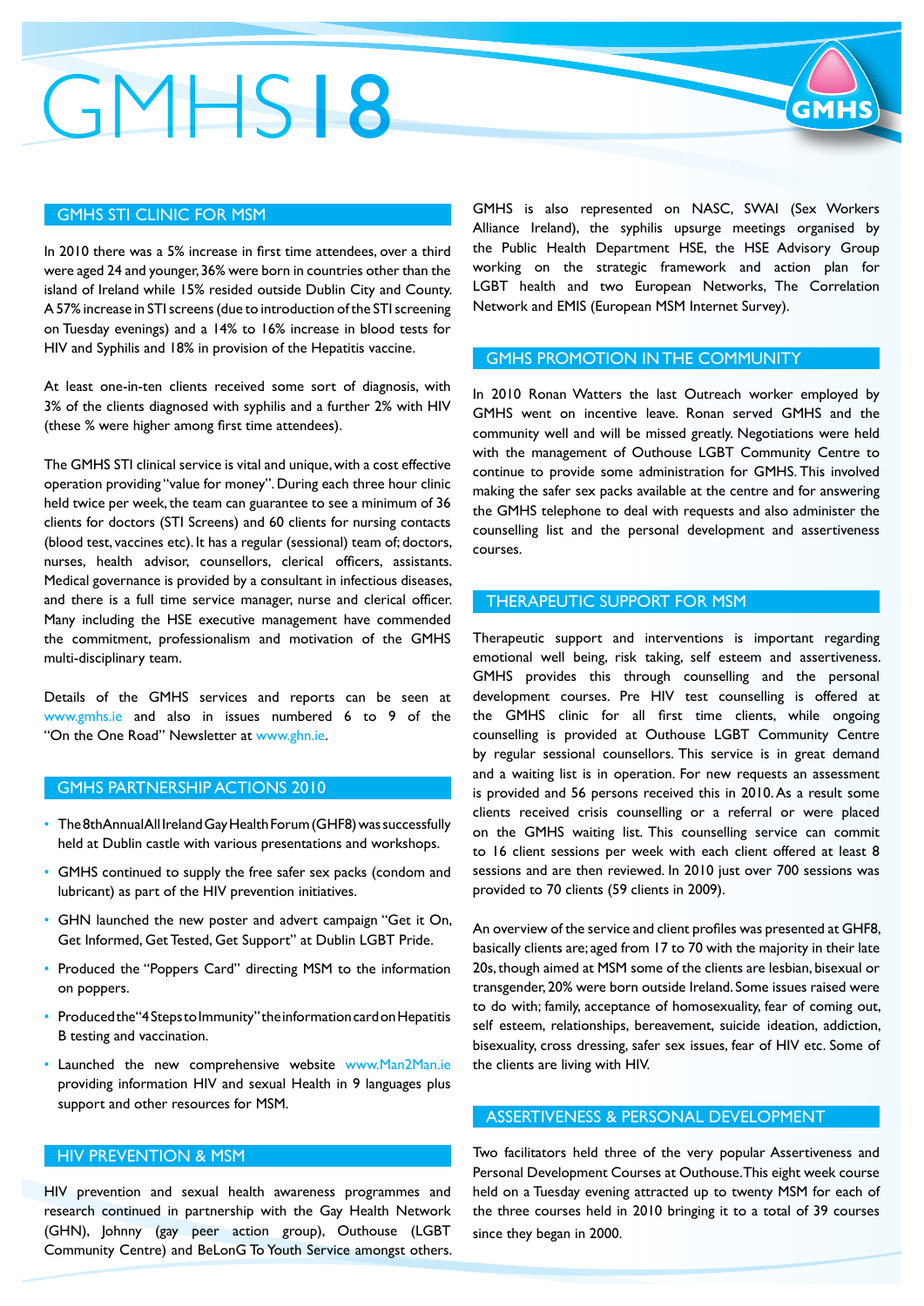# GMHS18

## GMHS STI CLINIC FOR MSM

In 2010 there was a 5% increase in first time attendees, over a third were aged 24 and younger, 36% were born in countries other than the island of Ireland while 15% resided outside Dublin City and County. A 57% increase in STI screens (due to introduction of the STI screening on Tuesday evenings) and a 14% to 16% increase in blood tests for HIV and Syphilis and 18% in provision of the Hepatitis vaccine.

At least one-in-ten clients received some sort of diagnosis, with 3% of the clients diagnosed with syphilis and a further 2% with HIV (these % were higher among first time attendees).

The GMHS STI clinical service is vital and unique, with a cost effective operation providing "value for money". During each three hour clinic held twice per week, the team can guarantee to see a minimum of 36 clients for doctors (STI Screens) and 60 clients for nursing contacts (blood test, vaccines etc). It has a regular (sessional) team of; doctors, nurses, health advisor, counsellors, clerical officers, assistants. Medical governance is provided by a consultant in infectious diseases, and there is a full time service manager, nurse and clerical officer. Many including the HSE executive management have commended the commitment, professionalism and motivation of the GMHS multi-disciplinary team.

Details of the GMHS services and reports can be seen at www.gmhs.ie and also in issues numbered 6 to 9 of the "On the One Road" Newsletter at www.ghn.ie.

## GMHS PARTNERSHIP ACTIONS 2010

- The 8th Annual All Ireland Gay Health Forum (GHF8) was successfully held at Dublin castle with various presentations and workshops.
- GMHS continued to supply the free safer sex packs (condom and lubricant) as part of the HIV prevention initiatives.
- GHN launched the new poster and advert campaign "Get it On, Get Informed, Get Tested, Get Support" at Dublin LGBT Pride.
- Produced the "Poppers Card" directing MSM to the information on poppers.
- Produced the "4 Steps to Immunity" the information card on Hepatitis B testing and vaccination.
- Launched the new comprehensive website www.Man2Man.ie providing information HIV and sexual Health in 9 languages plus support and other resources for MSM.

## HIV PREVENTION & MSM

HIV prevention and sexual health awareness programmes and research continued in partnership with the Gay Health Network (GHN), Johnny (gay peer action group), Outhouse (LGBT Community Centre) and BeLonG To Youth Service amongst others.

GMHS is also represented on NASC, SWAI (Sex Workers Alliance Ireland), the syphilis upsurge meetings organised by the Public Health Department HSE, the HSE Advisory Group working on the strategic framework and action plan for LGBT health and two European Networks, The Correlation Network and EMIS (European MSM Internet Survey).

## GMHS PROMOTION IN THE COMMUNITY

In 2010 Ronan Watters the last Outreach worker employed by GMHS went on incentive leave. Ronan served GMHS and the community well and will be missed greatly. Negotiations were held with the management of Outhouse LGBT Community Centre to continue to provide some administration for GMHS. This involved making the safer sex packs available at the centre and for answering the GMHS telephone to deal with requests and also administer the counselling list and the personal development and assertiveness courses.

## THERAPEUTIC SUPPORT FOR MSM

Therapeutic support and interventions is important regarding emotional well being, risk taking, self esteem and assertiveness. GMHS provides this through counselling and the personal development courses. Pre HIV test counselling is offered at the GMHS clinic for all first time clients, while ongoing counselling is provided at Outhouse LGBT Community Centre by regular sessional counsellors. This service is in great demand and a waiting list is in operation. For new requests an assessment is provided and 56 persons received this in 2010. As a result some clients received crisis counselling or a referral or were placed on the GMHS waiting list. This counselling service can commit to 16 client sessions per week with each client offered at least 8 sessions and are then reviewed. In 2010 just over 700 sessions was provided to 70 clients (59 clients in 2009).

An overview of the service and client profiles was presented at GHF8, basically clients are; aged from 17 to 70 with the majority in their late 20s, though aimed at MSM some of the clients are lesbian, bisexual or transgender, 20% were born outside Ireland. Some issues raised were to do with; family, acceptance of homosexuality, fear of coming out, self esteem, relationships, bereavement, suicide ideation, addiction, bisexuality, cross dressing, safer sex issues, fear of HIV etc. Some of the clients are living with HIV.

## ASSERTIVENESS & PERSONAL DEVELOPMENT

Two facilitators held three of the very popular Assertiveness and Personal Development Courses at Outhouse. This eight week course held on a Tuesday evening attracted up to twenty MSM for each of the three courses held in 2010 bringing it to a total of 39 courses since they began in 2000.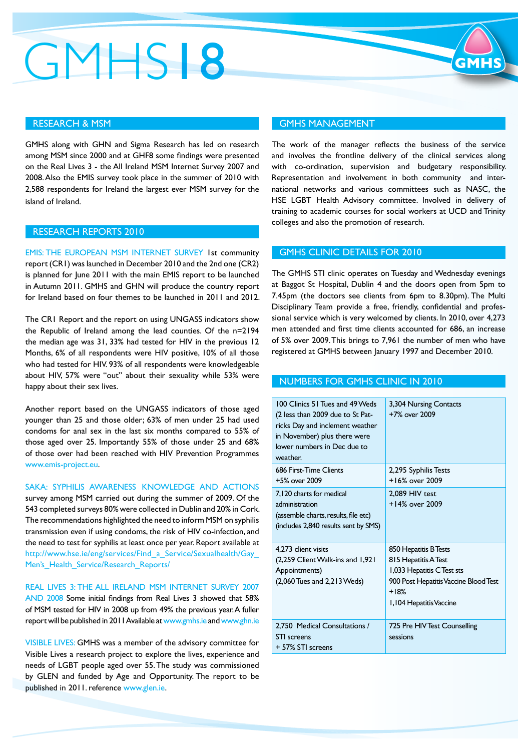# GMHS18

## RESEARCH & MSM

GMHS along with GHN and Sigma Research has led on research among MSM since 2000 and at GHF8 some findings were presented on the Real Lives 3 - the All Ireland MSM Internet Survey 2007 and 2008. Also the EMIS survey took place in the summer of 2010 with 2,588 respondents for Ireland the largest ever MSM survey for the island of Ireland.

## RESEARCH REPORTS 2010

EMIS: THE EUROPEAN MSM INTERNET SURVEY 1st community report (CR1) was launched in December 2010 and the 2nd one (CR2) is planned for June 2011 with the main EMIS report to be launched in Autumn 2011. GMHS and GHN will produce the country report for Ireland based on four themes to be launched in 2011 and 2012.

The CR1 Report and the report on using UNGASS indicators show the Republic of Ireland among the lead counties. Of the n=2194 the median age was 31, 33% had tested for HIV in the previous 12 Months, 6% of all respondents were HIV positive, 10% of all those who had tested for HIV. 93% of all respondents were knowledgeable about HIV, 57% were "out" about their sexuality while 53% were happy about their sex lives.

Another report based on the UNGASS indicators of those aged younger than 25 and those older; 63% of men under 25 had used condoms for anal sex in the last six months compared to 55% of those aged over 25. Importantly 55% of those under 25 and 68% of those over had been reached with HIV Prevention Programmes www.emis-project.eu.

SAKA: SYPHILIS AWARENESS KNOWLEDGE AND ACTIONS survey among MSM carried out during the summer of 2009. Of the 543 completed surveys 80% were collected in Dublin and 20% in Cork. The recommendations highlighted the need to inform MSM on syphilis transmission even if using condoms, the risk of HIV co-infection, and the need to test for syphilis at least once per year. Report available at http://www.hse.ie/eng/services/Find_a_Service/Sexualhealth/Gay_Men's_Health_Service/Research_Reports/

REAL LIVES 3: THE ALL IRELAND MSM INTERNET SURVEY 2007 AND 2008 Some initial findings from Real Lives 3 showed that 58% of MSM tested for HIV in 2008 up from 49% the previous year. A fuller report will be published in 2011 Available at www.gmhs.ie and www.ghn.ie

VISIBLE LIVES: GMHS was a member of the advisory committee for Visible Lives a research project to explore the lives, experience and needs of LGBT people aged over 55. The study was commissioned by GLEN and funded by Age and Opportunity. The report to be published in 2011. reference www.glen.ie.

## GMHS MANAGEMENT

The work of the manager reflects the business of the service and involves the frontline delivery of the clinical services along with co-ordination, supervision and budgetary responsibility. Representation and involvement in both community and international networks and various committees such as NASC, the HSE LGBT Health Advisory committee. Involved in delivery of training to academic courses for social workers at UCD and Trinity colleges and also the promotion of research.

## GMHS CLINIC DETAILS FOR 2010

The GMHS STI clinic operates on Tuesday and Wednesday evenings at Baggot St Hospital, Dublin 4 and the doors open from 5pm to 7.45pm (the doctors see clients from 6pm to 8.30pm). The Multi Disciplinary Team provide a free, friendly, confidential and professional service which is very welcomed by clients. In 2010, over 4,273 men attended and first time clients accounted for 686, an increase of 5% over 2009. This brings to 7,961 the number of men who have registered at GMHS between January 1997 and December 2010.

## NUMBERS FOR GMHS CLINIC IN 2010

| | |
|---|---|
| 100 Clinics 51 Tues and 49 Weds (2 less than 2009 due to St Patricks Day and inclement weather in November) plus there were lower numbers in Dec due to weather. | 3,304 Nursing Contacts<br>+7% over 2009 |
| 686 First-Time Clients<br>+5% over 2009 | 2,295 Syphilis Tests<br>+16% over 2009 |
| 7,120 charts for medical administration<br>(assemble charts, results, file etc)<br>(includes 2,840 results sent by SMS) | 2,089 HIV test<br>+14% over 2009 |
| 4,273 client visits<br>(2,259 Client Walk-ins and 1,921 Appointments)<br>(2,060 Tues and 2,213 Weds) | 850 Hepatitis B Tests<br>815 Hepatitis A Test<br>1,033 Hepatitis C Test sts<br>900 Post Hepatitis Vaccine Blood Test<br>+18%<br>1,104 Hepatitis Vaccine |
| 2,750 Medical Consultations / STI screens<br>+ 57% STI screens | 725 Pre HIV Test Counselling sessions |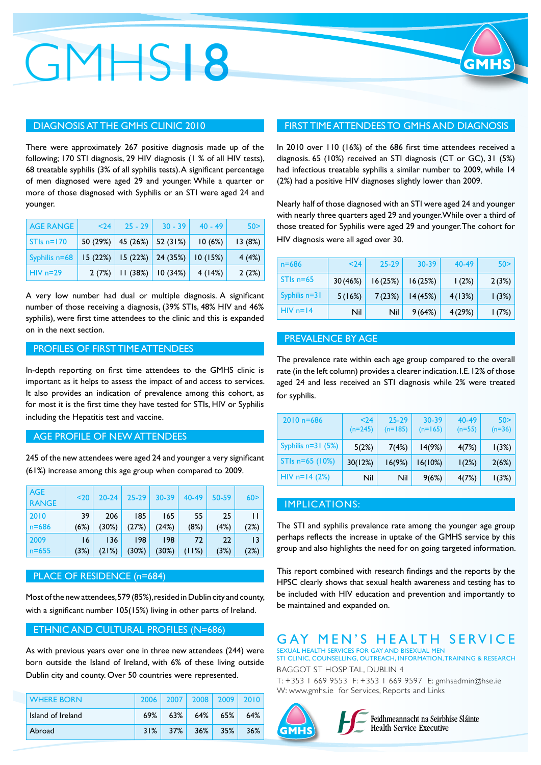# GMHS18

## DIAGNOSIS AT THE GMHS CLINIC 2010

There were approximately 267 positive diagnosis made up of the following; 170 STI diagnosis, 29 HIV diagnosis (1 % of all HIV tests), 68 treatable syphilis (3% of all syphilis tests). A significant percentage of men diagnosed were aged 29 and younger. While a quarter or more of those diagnosed with Syphilis or an STI were aged 24 and younger.

| AGE RANGE | <24 | 25 - 29 | 30 - 39 | 40 - 49 | 50> |
|---|---|---|---|---|---|
| STIs n=170 | 50 (29%) | 45 (26%) | 52 (31%) | 10 (6%) | 13 (8%) |
| Syphilis n=68 | 15 (22%) | 15 (22%) | 24 (35%) | 10 (15%) | 4 (4%) |
| HIV n=29 | 2 (7%) | 11 (38%) | 10 (34%) | 4 (14%) | 2 (2%) |

A very low number had dual or multiple diagnosis. A significant number of those receiving a diagnosis, (39% STIs, 48% HIV and 46% syphilis), were first time attendees to the clinic and this is expanded on in the next section.

## PROFILES OF FIRST TIME ATTENDEES

In-depth reporting on first time attendees to the GMHS clinic is important as it helps to assess the impact of and access to services. It also provides an indication of prevalence among this cohort, as for most it is the first time they have tested for STIs, HIV or Syphilis including the Hepatitis test and vaccine.

## AGE PROFILE OF NEW ATTENDEES

245 of the new attendees were aged 24 and younger a very significant (61%) increase among this age group when compared to 2009.

| AGE RANGE | <20 | 20-24 | 25-29 | 30-39 | 40-49 | 50-59 | 60> |
|---|---|---|---|---|---|---|---|
| 2010 n=686 | 39 (6%) | 206 (30%) | 185 (27%) | 165 (24%) | 55 (8%) | 25 (4%) | 11 (2%) |
| 2009 n=655 | 16 (3%) | 136 (21%) | 198 (30%) | 198 (30%) | 72 (11%) | 22 (3%) | 13 (2%) |

## PLACE OF RESIDENCE (n=684)

Most of the new attendees, 579 (85%), resided in Dublin city and county, with a significant number 105(15%) living in other parts of Ireland.

## ETHNIC AND CULTURAL PROFILES (N=686)

As with previous years over one in three new attendees (244) were born outside the Island of Ireland, with 6% of these living outside Dublin city and county. Over 50 countries were represented.

| WHERE BORN | 2006 | 2007 | 2008 | 2009 | 2010 |
|---|---|---|---|---|---|
| Island of Ireland | 69% | 63% | 64% | 65% | 64% |
| Abroad | 31% | 37% | 36% | 35% | 36% |

## FIRST TIME ATTENDEES TO GMHS AND DIAGNOSIS

In 2010 over 110 (16%) of the 686 first time attendees received a diagnosis. 65 (10%) received an STI diagnosis (CT or GC), 31 (5%) had infectious treatable syphilis a similar number to 2009, while 14 (2%) had a positive HIV diagnoses slightly lower than 2009.

Nearly half of those diagnosed with an STI were aged 24 and younger with nearly three quarters aged 29 and younger. While over a third of those treated for Syphilis were aged 29 and younger. The cohort for HIV diagnosis were all aged over 30.

| n=686 | <24 | 25-29 | 30-39 | 40-49 | 50> |
|---|---|---|---|---|---|
| STIs n=65 | 30 (46%) | 16 (25%) | 16 (25%) | 1 (2%) | 2 (3%) |
| Syphilis n=31 | 5 (16%) | 7 (23%) | 14 (45%) | 4 (13%) | 1 (3%) |
| HIV n=14 | Nil | Nil | 9 (64%) | 4 (29%) | 1 (7%) |

## PREVALENCE BY AGE

The prevalence rate within each age group compared to the overall rate (in the left column) provides a clearer indication. I.E. 12% of those aged 24 and less received an STI diagnosis while 2% were treated for syphilis.

| 2010 n=686 | <24 (n=245) | 25-29 (n=185) | 30-39 (n=165) | 40-49 (n=55) | 50> (n=36) |
|---|---|---|---|---|---|
| Syphilis n=31 (5%) | 5(2%) | 7(4%) | 14(9%) | 4(7%) | 1(3%) |
| STIs n=65 (10%) | 30(12%) | 16(9%) | 16(10%) | 1(2%) | 2(6%) |
| HIV n=14 (2%) | Nil | Nil | 9(6%) | 4(7%) | 1(3%) |

## IMPLICATIONS:

The STI and syphilis prevalence rate among the younger age group perhaps reflects the increase in uptake of the GMHS service by this group and also highlights the need for on going targeted information.

This report combined with research findings and the reports by the HPSC clearly shows that sexual health awareness and testing has to be included with HIV education and prevention and importantly to be maintained and expanded on.

**GAY MEN'S HEALTH SERVICE**

SEXUAL HEALTH SERVICES FOR GAY AND BISEXUAL MEN
STI CLINIC, COUNSELLING, OUTREACH, INFORMATION, TRAINING & RESEARCH

BAGGOT ST HOSPITAL, DUBLIN 4

T: +353 1 669 9553 F: +353 1 669 9597 E: gmhsadmin@hse.ie
W: www.gmhs.ie for Services, Reports and Links

Feidhmeannacht na Seirbhíse Sláinte
Health Service Executive